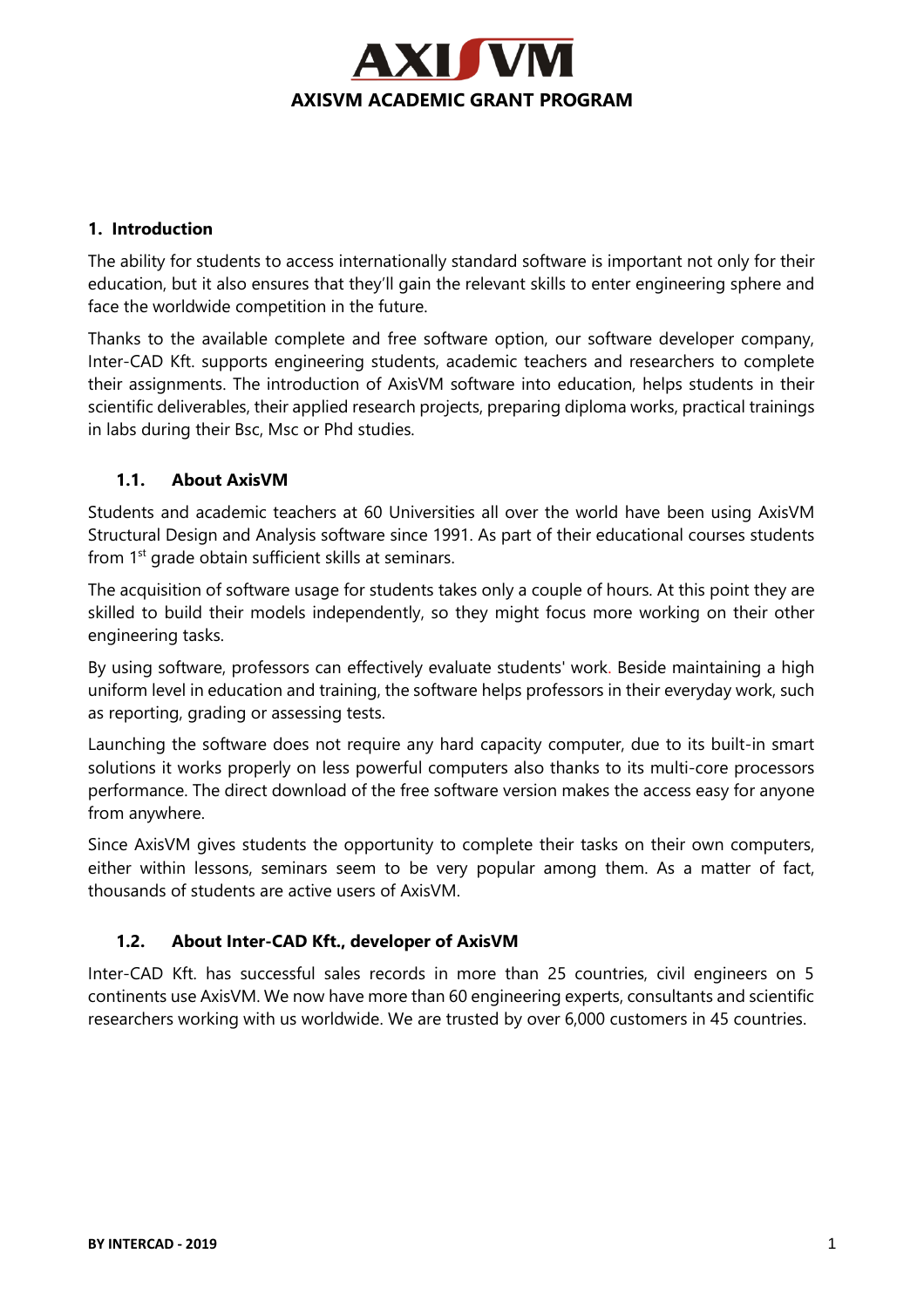# AXISVM ACADEMIC GRANT PROGRAM

## 1. Introduction

The ability for students to access internationally standard software is important not only for their education, but it also ensures that they'll gain the relevant skills to enter engineering sphere and face the worldwide competition in the future.

Thanks to the available complete and free software option, our software developer company, Inter-CAD Kft. supports engineering students, academic teachers and researchers to complete their assignments. The introduction of AxisVM software into education, helps students in their scientific deliverables, their applied research projects, preparing diploma works, practical trainings in labs during their Bsc, Msc or Phd studies.

### 1.1. About AxisVM

Students and academic teachers at 60 Universities all over the world have been using AxisVM Structural Design and Analysis software since 1991. As part of their educational courses students from 1st grade obtain sufficient skills at seminars.

The acquisition of software usage for students takes only a couple of hours. At this point they are skilled to build their models independently, so they might focus more working on their other engineering tasks.

By using software, professors can effectively evaluate students' work. Beside maintaining a high uniform level in education and training, the software helps professors in their everyday work, such as reporting, grading or assessing tests.

Launching the software does not require any hard capacity computer, due to its built-in smart solutions it works properly on less powerful computers also thanks to its multi-core processors performance. The direct download of the free software version makes the access easy for anyone from anywhere.

Since AxisVM gives students the opportunity to complete their tasks on their own computers, either within lessons, seminars seem to be very popular among them. As a matter of fact, thousands of students are active users of AxisVM.

### 1.2. About Inter-CAD Kft., developer of AxisVM

Inter-CAD Kft. has successful sales records in more than 25 countries, civil engineers on 5 continents use AxisVM. We now have more than 60 engineering experts, consultants and scientific researchers working with us worldwide. We are trusted by over 6,000 customers in 45 countries.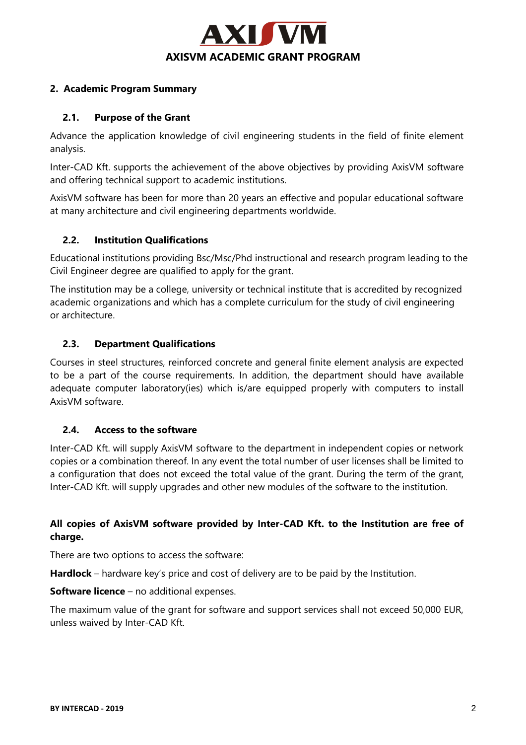## 2. Academic Program Summary

### 2.1. Purpose of the Grant

Advance the application knowledge of civil engineering students in the field of finite element analysis.

Inter-CAD Kft. supports the achievement of the above objectives by providing AxisVM software and offering technical support to academic institutions.

AxisVM software has been for more than 20 years an effective and popular educational software at many architecture and civil engineering departments worldwide.

### 2.2. Institution Qualifications

Educational institutions providing Bsc/Msc/Phd instructional and research program leading to the Civil Engineer degree are qualified to apply for the grant.

The institution may be a college, university or technical institute that is accredited by recognized academic organizations and which has a complete curriculum for the study of civil engineering or architecture.

### 2.3. Department Qualifications

Courses in steel structures, reinforced concrete and general finite element analysis are expected to be a part of the course requirements. In addition, the department should have available adequate computer laboratory(ies) which is/are equipped properly with computers to install AxisVM software.

### 2.4. Access to the software

Inter-CAD Kft. will supply AxisVM software to the department in independent copies or network copies or a combination thereof. In any event the total number of user licenses shall be limited to a configuration that does not exceed the total value of the grant. During the term of the grant, Inter-CAD Kft. will supply upgrades and other new modules of the software to the institution.

**All copies of AxisVM software provided by Inter-CAD Kft. to the Institution are free of charge.**

There are two options to access the software:

**Hardlock** – hardware key's price and cost of delivery are to be paid by the Institution.

**Software licence** – no additional expenses.

The maximum value of the grant for software and support services shall not exceed 50,000 EUR, unless waived by Inter-CAD Kft.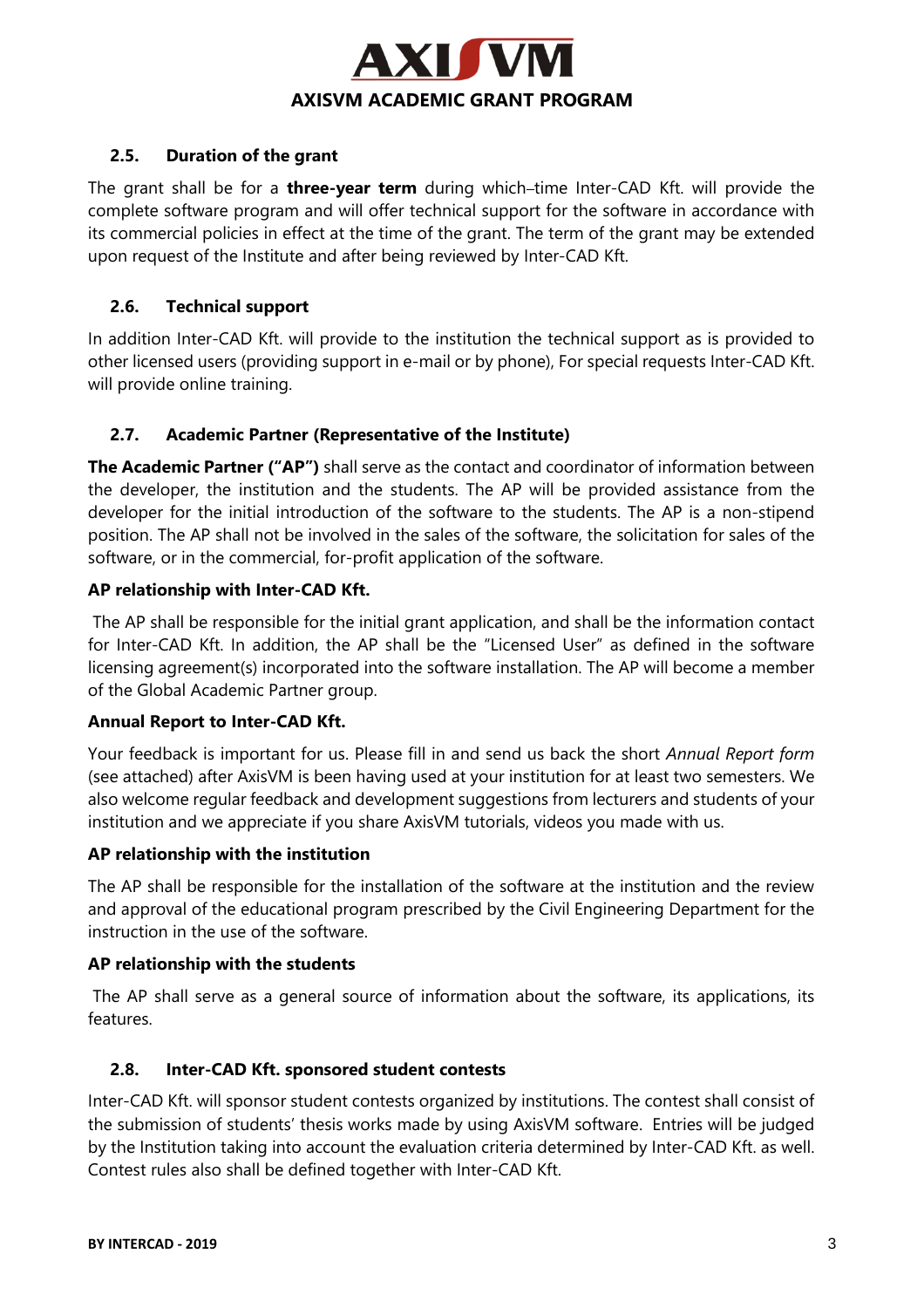### 2.5. Duration of the grant

The grant shall be for a **three-year term** during which‒time Inter-CAD Kft. will provide the complete software program and will offer technical support for the software in accordance with its commercial policies in effect at the time of the grant. The term of the grant may be extended upon request of the Institute and after being reviewed by Inter-CAD Kft.

### 2.6. Technical support

In addition Inter-CAD Kft. will provide to the institution the technical support as is provided to other licensed users (providing support in e-mail or by phone), For special requests Inter-CAD Kft. will provide online training.

### 2.7. Academic Partner (Representative of the Institute)

**The Academic Partner ("AP")** shall serve as the contact and coordinator of information between the developer, the institution and the students. The AP will be provided assistance from the developer for the initial introduction of the software to the students. The AP is a non-stipend position. The AP shall not be involved in the sales of the software, the solicitation for sales of the software, or in the commercial, for-profit application of the software.

**AP relationship with Inter-CAD Kft.**

The AP shall be responsible for the initial grant application, and shall be the information contact for Inter-CAD Kft. In addition, the AP shall be the "Licensed User" as defined in the software licensing agreement(s) incorporated into the software installation. The AP will become a member of the Global Academic Partner group.

**Annual Report to Inter-CAD Kft.**

Your feedback is important for us. Please fill in and send us back the short *Annual Report form* (see attached) after AxisVM is been having used at your institution for at least two semesters. We also welcome regular feedback and development suggestions from lecturers and students of your institution and we appreciate if you share AxisVM tutorials, videos you made with us.

**AP relationship with the institution**

The AP shall be responsible for the installation of the software at the institution and the review and approval of the educational program prescribed by the Civil Engineering Department for the instruction in the use of the software.

**AP relationship with the students**

The AP shall serve as a general source of information about the software, its applications, its features.

### 2.8. Inter-CAD Kft. sponsored student contests

Inter-CAD Kft. will sponsor student contests organized by institutions. The contest shall consist of the submission of students' thesis works made by using AxisVM software. Entries will be judged by the Institution taking into account the evaluation criteria determined by Inter-CAD Kft. as well. Contest rules also shall be defined together with Inter-CAD Kft.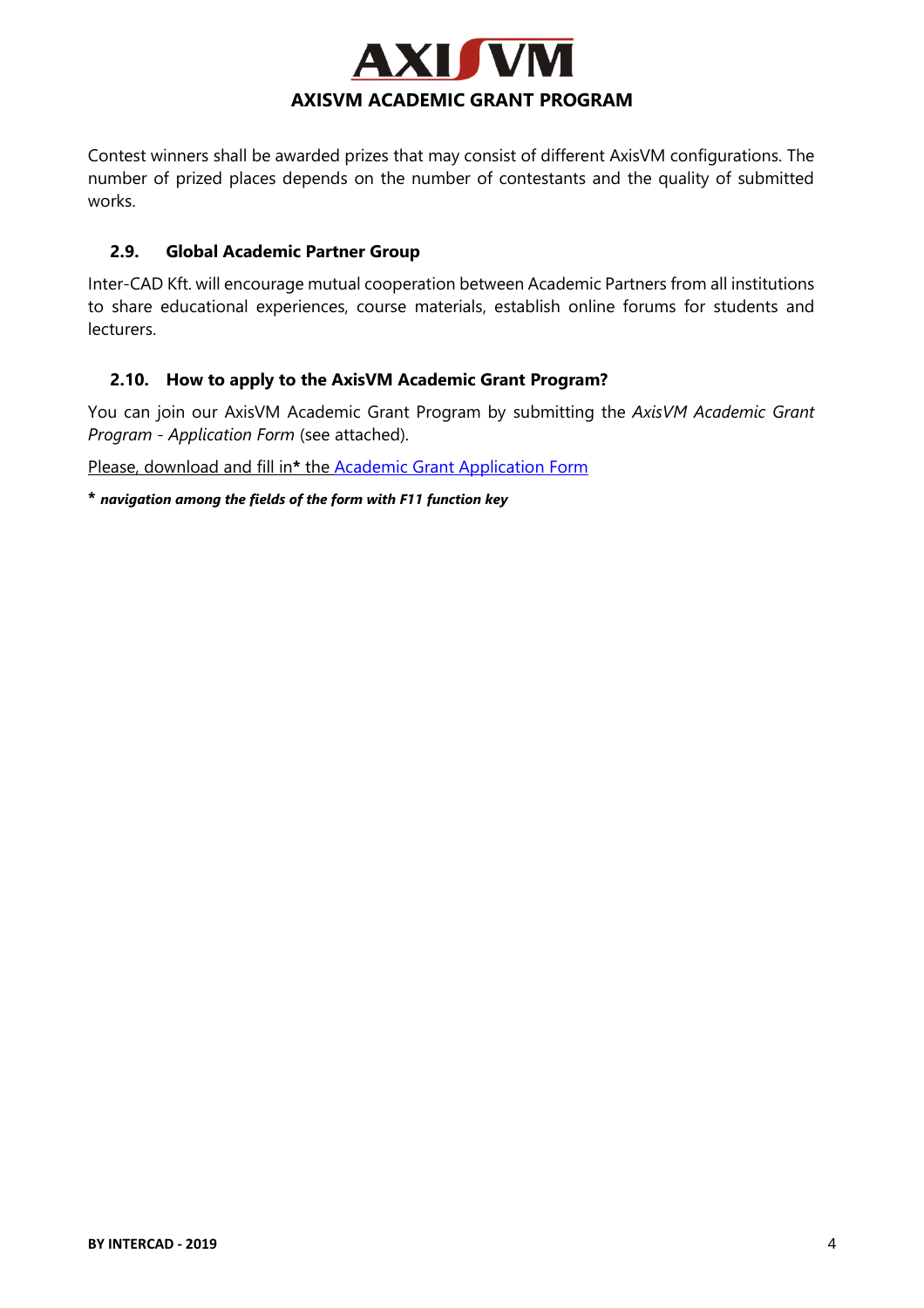Contest winners shall be awarded prizes that may consist of different AxisVM configurations. The number of prized places depends on the number of contestants and the quality of submitted works.

### 2.9. Global Academic Partner Group

Inter-CAD Kft. will encourage mutual cooperation between Academic Partners from all institutions to share educational experiences, course materials, establish online forums for students and lecturers.

### 2.10. How to apply to the AxisVM Academic Grant Program?

You can join our AxisVM Academic Grant Program by submitting the *AxisVM Academic Grant Program - Application Form* (see attached).

Please, download and fill in* the Academic Grant Application Form

**\* *navigation among the fields of the form with F11 function key***